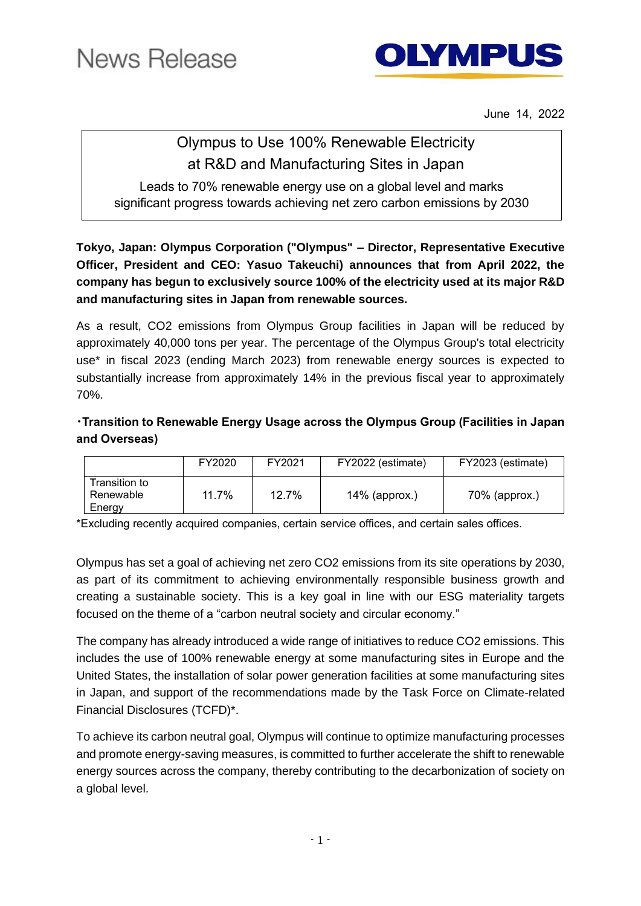News Release

**OLYMPUS**

June 14, 2022

# Olympus to Use 100% Renewable Electricity at R&D and Manufacturing Sites in Japan

Leads to 70% renewable energy use on a global level and marks significant progress towards achieving net zero carbon emissions by 2030

**Tokyo, Japan: Olympus Corporation ("Olympus" – Director, Representative Executive Officer, President and CEO: Yasuo Takeuchi) announces that from April 2022, the company has begun to exclusively source 100% of the electricity used at its major R&D and manufacturing sites in Japan from renewable sources.**

As a result, $CO_2$ emissions from Olympus Group facilities in Japan will be reduced by approximately 40,000 tons per year. The percentage of the Olympus Group's total electricity use* in fiscal 2023 (ending March 2023) from renewable energy sources is expected to substantially increase from approximately 14% in the previous fiscal year to approximately 70%.

**・Transition to Renewable Energy Usage across the Olympus Group (Facilities in Japan and Overseas)**

| | FY2020 | FY2021 | FY2022 (estimate) | FY2023 (estimate) |
|---|---|---|---|---|
| Transition to Renewable Energy | 11.7% | 12.7% | 14% (approx.) | 70% (approx.) |

*Excluding recently acquired companies, certain service offices, and certain sales offices.

Olympus has set a goal of achieving net zero $CO_2$ emissions from its site operations by 2030, as part of its commitment to achieving environmentally responsible business growth and creating a sustainable society. This is a key goal in line with our ESG materiality targets focused on the theme of a "carbon neutral society and circular economy."

The company has already introduced a wide range of initiatives to reduce $CO_2$ emissions. This includes the use of 100% renewable energy at some manufacturing sites in Europe and the United States, the installation of solar power generation facilities at some manufacturing sites in Japan, and support of the recommendations made by the Task Force on Climate-related Financial Disclosures (TCFD)*.

To achieve its carbon neutral goal, Olympus will continue to optimize manufacturing processes and promote energy-saving measures, is committed to further accelerate the shift to renewable energy sources across the company, thereby contributing to the decarbonization of society on a global level.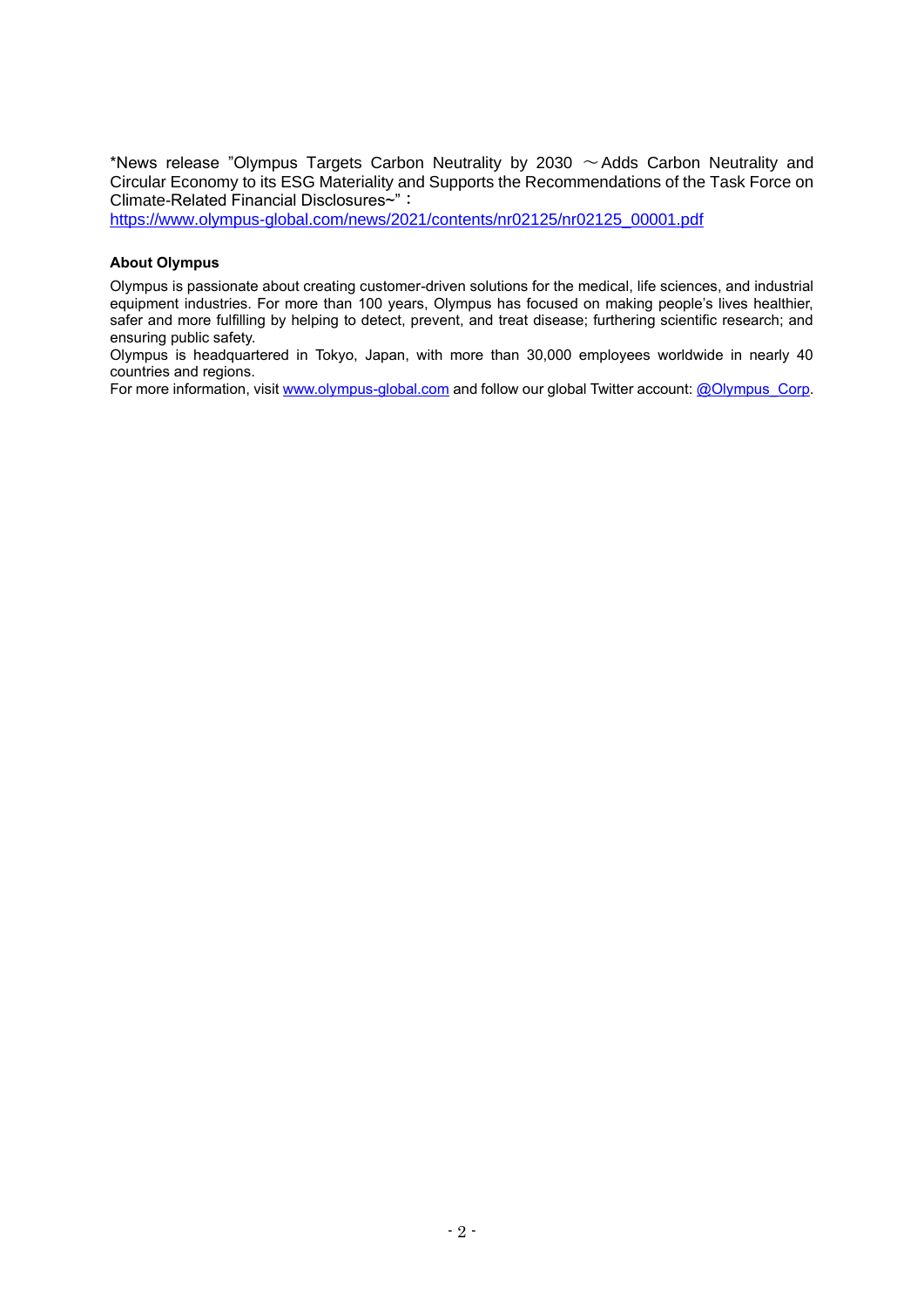*News release "Olympus Targets Carbon Neutrality by 2030 ～Adds Carbon Neutrality and Circular Economy to its ESG Materiality and Supports the Recommendations of the Task Force on Climate-Related Financial Disclosures~"：
https://www.olympus-global.com/news/2021/contents/nr02125/nr02125_00001.pdf

**About Olympus**

Olympus is passionate about creating customer-driven solutions for the medical, life sciences, and industrial equipment industries. For more than 100 years, Olympus has focused on making people's lives healthier, safer and more fulfilling by helping to detect, prevent, and treat disease; furthering scientific research; and ensuring public safety.
Olympus is headquartered in Tokyo, Japan, with more than 30,000 employees worldwide in nearly 40 countries and regions.
For more information, visit www.olympus-global.com and follow our global Twitter account: @Olympus_Corp.